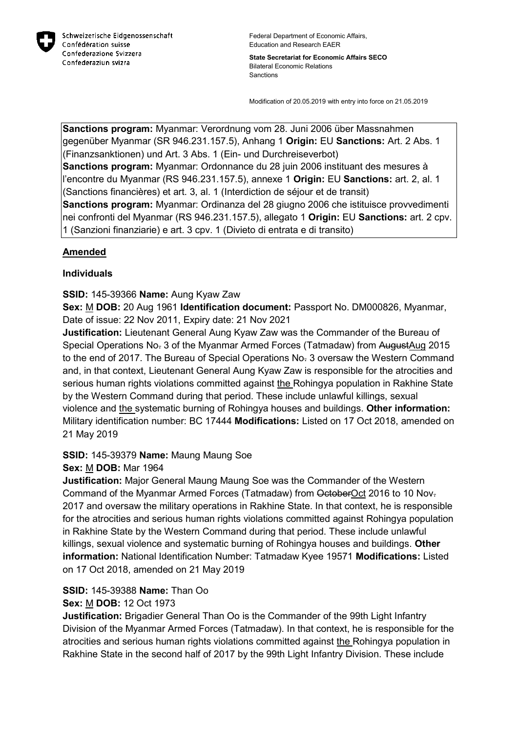Schweizerische Eidgenossenschaft
Confédération suisse
Confederazione Svizzera
Confederaziun svizra

Federal Department of Economic Affairs, Education and Research EAER

**State Secretariat for Economic Affairs SECO**
Bilateral Economic Relations
Sanctions

Modification of 20.05.2019 with entry into force on 21.05.2019

**Sanctions program:** Myanmar: Verordnung vom 28. Juni 2006 über Massnahmen gegenüber Myanmar (SR 946.231.157.5), Anhang 1 **Origin:** EU **Sanctions:** Art. 2 Abs. 1 (Finanzsanktionen) und Art. 3 Abs. 1 (Ein- und Durchreiseverbot)
**Sanctions program:** Myanmar: Ordonnance du 28 juin 2006 instituant des mesures à l'encontre du Myanmar (RS 946.231.157.5), annexe 1 **Origin:** EU **Sanctions:** art. 2, al. 1 (Sanctions financières) et art. 3, al. 1 (Interdiction de séjour et de transit)
**Sanctions program:** Myanmar: Ordinanza del 28 giugno 2006 che istituisce provvedimenti nei confronti del Myanmar (RS 946.231.157.5), allegato 1 **Origin:** EU **Sanctions:** art. 2 cpv. 1 (Sanzioni finanziarie) e art. 3 cpv. 1 (Divieto di entrata e di transito)

## Amended

### Individuals

**SSID:** 145-39366 **Name:** Aung Kyaw Zaw
**Sex:** M **DOB:** 20 Aug 1961 **Identification document:** Passport No. DM000826, Myanmar, Date of issue: 22 Nov 2011, Expiry date: 21 Nov 2021
**Justification:** Lieutenant General Aung Kyaw Zaw was the Commander of the Bureau of Special Operations No~~.~~ 3 of the Myanmar Armed Forces (Tatmadaw) from ~~August~~Aug 2015 to the end of 2017. The Bureau of Special Operations No~~.~~ 3 oversaw the Western Command and, in that context, Lieutenant General Aung Kyaw Zaw is responsible for the atrocities and serious human rights violations committed against the Rohingya population in Rakhine State by the Western Command during that period. These include unlawful killings, sexual violence and the systematic burning of Rohingya houses and buildings. **Other information:** Military identification number: BC 17444 **Modifications:** Listed on 17 Oct 2018, amended on 21 May 2019

**SSID:** 145-39379 **Name:** Maung Maung Soe
**Sex:** M **DOB:** Mar 1964
**Justification:** Major General Maung Maung Soe was the Commander of the Western Command of the Myanmar Armed Forces (Tatmadaw) from ~~October~~Oct 2016 to 10 Nov~~.~~ 2017 and oversaw the military operations in Rakhine State. In that context, he is responsible for the atrocities and serious human rights violations committed against Rohingya population in Rakhine State by the Western Command during that period. These include unlawful killings, sexual violence and systematic burning of Rohingya houses and buildings. **Other information:** National Identification Number: Tatmadaw Kyee 19571 **Modifications:** Listed on 17 Oct 2018, amended on 21 May 2019

**SSID:** 145-39388 **Name:** Than Oo
**Sex:** M **DOB:** 12 Oct 1973
**Justification:** Brigadier General Than Oo is the Commander of the 99th Light Infantry Division of the Myanmar Armed Forces (Tatmadaw). In that context, he is responsible for the atrocities and serious human rights violations committed against the Rohingya population in Rakhine State in the second half of 2017 by the 99th Light Infantry Division. These include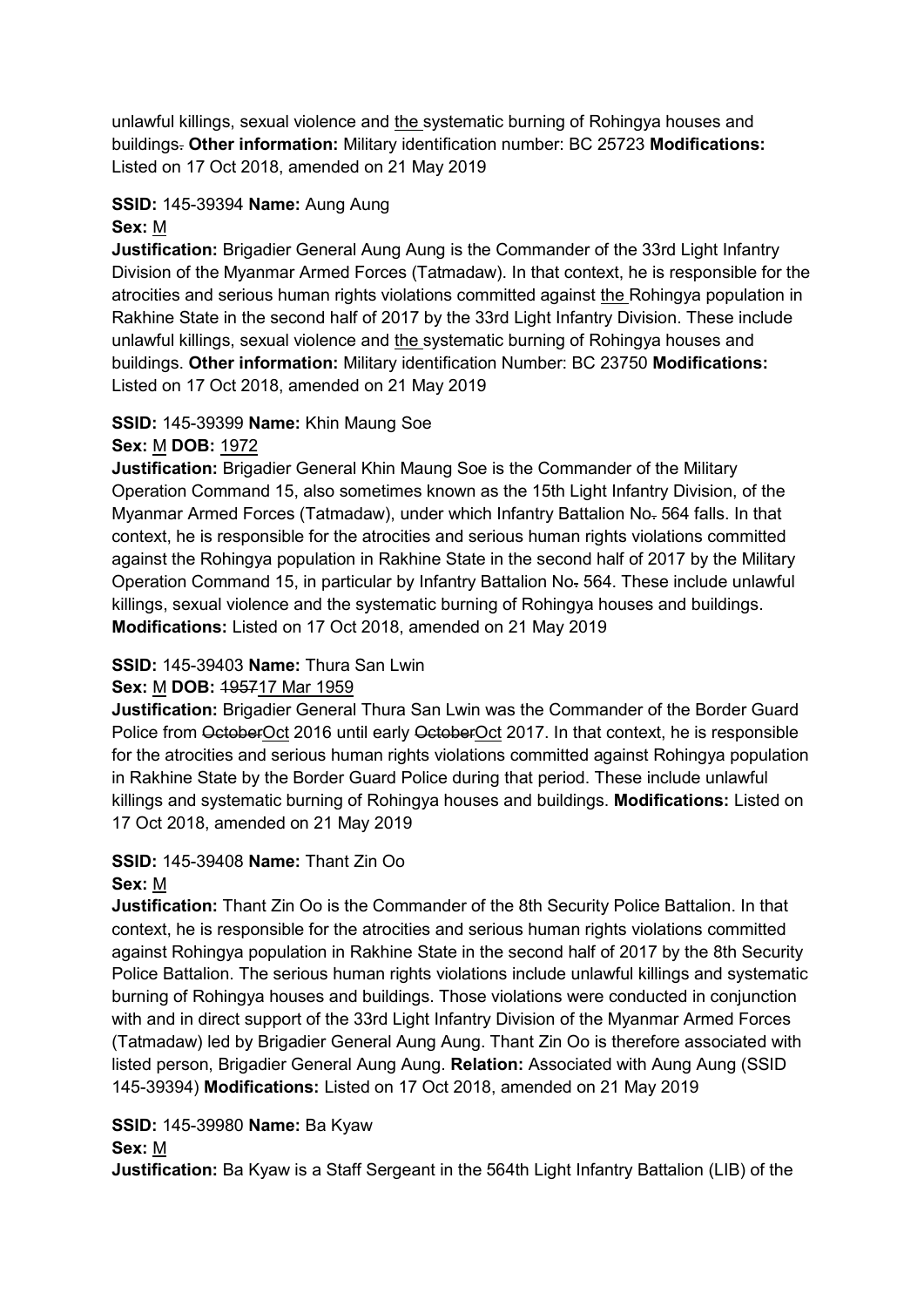unlawful killings, sexual violence and the systematic burning of Rohingya houses and buildings. **Other information:** Military identification number: BC 25723 **Modifications:** Listed on 17 Oct 2018, amended on 21 May 2019

**SSID:** 145-39394 **Name:** Aung Aung
**Sex:** M
**Justification:** Brigadier General Aung Aung is the Commander of the 33rd Light Infantry Division of the Myanmar Armed Forces (Tatmadaw). In that context, he is responsible for the atrocities and serious human rights violations committed against the Rohingya population in Rakhine State in the second half of 2017 by the 33rd Light Infantry Division. These include unlawful killings, sexual violence and the systematic burning of Rohingya houses and buildings. **Other information:** Military identification Number: BC 23750 **Modifications:** Listed on 17 Oct 2018, amended on 21 May 2019

**SSID:** 145-39399 **Name:** Khin Maung Soe
**Sex:** M **DOB:** 1972
**Justification:** Brigadier General Khin Maung Soe is the Commander of the Military Operation Command 15, also sometimes known as the 15th Light Infantry Division, of the Myanmar Armed Forces (Tatmadaw), under which Infantry Battalion No. 564 falls. In that context, he is responsible for the atrocities and serious human rights violations committed against the Rohingya population in Rakhine State in the second half of 2017 by the Military Operation Command 15, in particular by Infantry Battalion No. 564. These include unlawful killings, sexual violence and the systematic burning of Rohingya houses and buildings. **Modifications:** Listed on 17 Oct 2018, amended on 21 May 2019

**SSID:** 145-39403 **Name:** Thura San Lwin
**Sex:** M **DOB:** ~~1957~~17 Mar 1959
**Justification:** Brigadier General Thura San Lwin was the Commander of the Border Guard Police from ~~October~~Oct 2016 until early ~~October~~Oct 2017. In that context, he is responsible for the atrocities and serious human rights violations committed against Rohingya population in Rakhine State by the Border Guard Police during that period. These include unlawful killings and systematic burning of Rohingya houses and buildings. **Modifications:** Listed on 17 Oct 2018, amended on 21 May 2019

**SSID:** 145-39408 **Name:** Thant Zin Oo
**Sex:** M
**Justification:** Thant Zin Oo is the Commander of the 8th Security Police Battalion. In that context, he is responsible for the atrocities and serious human rights violations committed against Rohingya population in Rakhine State in the second half of 2017 by the 8th Security Police Battalion. The serious human rights violations include unlawful killings and systematic burning of Rohingya houses and buildings. Those violations were conducted in conjunction with and in direct support of the 33rd Light Infantry Division of the Myanmar Armed Forces (Tatmadaw) led by Brigadier General Aung Aung. Thant Zin Oo is therefore associated with listed person, Brigadier General Aung Aung. **Relation:** Associated with Aung Aung (SSID 145-39394) **Modifications:** Listed on 17 Oct 2018, amended on 21 May 2019

**SSID:** 145-39980 **Name:** Ba Kyaw
**Sex:** M
**Justification:** Ba Kyaw is a Staff Sergeant in the 564th Light Infantry Battalion (LIB) of the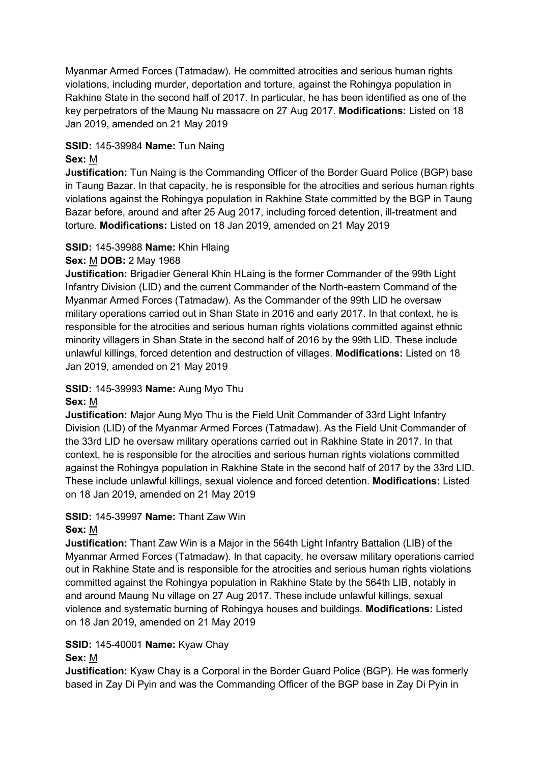Myanmar Armed Forces (Tatmadaw). He committed atrocities and serious human rights violations, including murder, deportation and torture, against the Rohingya population in Rakhine State in the second half of 2017. In particular, he has been identified as one of the key perpetrators of the Maung Nu massacre on 27 Aug 2017. **Modifications:** Listed on 18 Jan 2019, amended on 21 May 2019

**SSID:** 145-39984 **Name:** Tun Naing
**Sex:** M
**Justification:** Tun Naing is the Commanding Officer of the Border Guard Police (BGP) base in Taung Bazar. In that capacity, he is responsible for the atrocities and serious human rights violations against the Rohingya population in Rakhine State committed by the BGP in Taung Bazar before, around and after 25 Aug 2017, including forced detention, ill-treatment and torture. **Modifications:** Listed on 18 Jan 2019, amended on 21 May 2019

**SSID:** 145-39988 **Name:** Khin Hlaing
**Sex:** M **DOB:** 2 May 1968
**Justification:** Brigadier General Khin HLaing is the former Commander of the 99th Light Infantry Division (LID) and the current Commander of the North-eastern Command of the Myanmar Armed Forces (Tatmadaw). As the Commander of the 99th LID he oversaw military operations carried out in Shan State in 2016 and early 2017. In that context, he is responsible for the atrocities and serious human rights violations committed against ethnic minority villagers in Shan State in the second half of 2016 by the 99th LID. These include unlawful killings, forced detention and destruction of villages. **Modifications:** Listed on 18 Jan 2019, amended on 21 May 2019

**SSID:** 145-39993 **Name:** Aung Myo Thu
**Sex:** M
**Justification:** Major Aung Myo Thu is the Field Unit Commander of 33rd Light Infantry Division (LID) of the Myanmar Armed Forces (Tatmadaw). As the Field Unit Commander of the 33rd LID he oversaw military operations carried out in Rakhine State in 2017. In that context, he is responsible for the atrocities and serious human rights violations committed against the Rohingya population in Rakhine State in the second half of 2017 by the 33rd LID. These include unlawful killings, sexual violence and forced detention. **Modifications:** Listed on 18 Jan 2019, amended on 21 May 2019

**SSID:** 145-39997 **Name:** Thant Zaw Win
**Sex:** M
**Justification:** Thant Zaw Win is a Major in the 564th Light Infantry Battalion (LIB) of the Myanmar Armed Forces (Tatmadaw). In that capacity, he oversaw military operations carried out in Rakhine State and is responsible for the atrocities and serious human rights violations committed against the Rohingya population in Rakhine State by the 564th LIB, notably in and around Maung Nu village on 27 Aug 2017. These include unlawful killings, sexual violence and systematic burning of Rohingya houses and buildings. **Modifications:** Listed on 18 Jan 2019, amended on 21 May 2019

**SSID:** 145-40001 **Name:** Kyaw Chay
**Sex:** M
**Justification:** Kyaw Chay is a Corporal in the Border Guard Police (BGP). He was formerly based in Zay Di Pyin and was the Commanding Officer of the BGP base in Zay Di Pyin in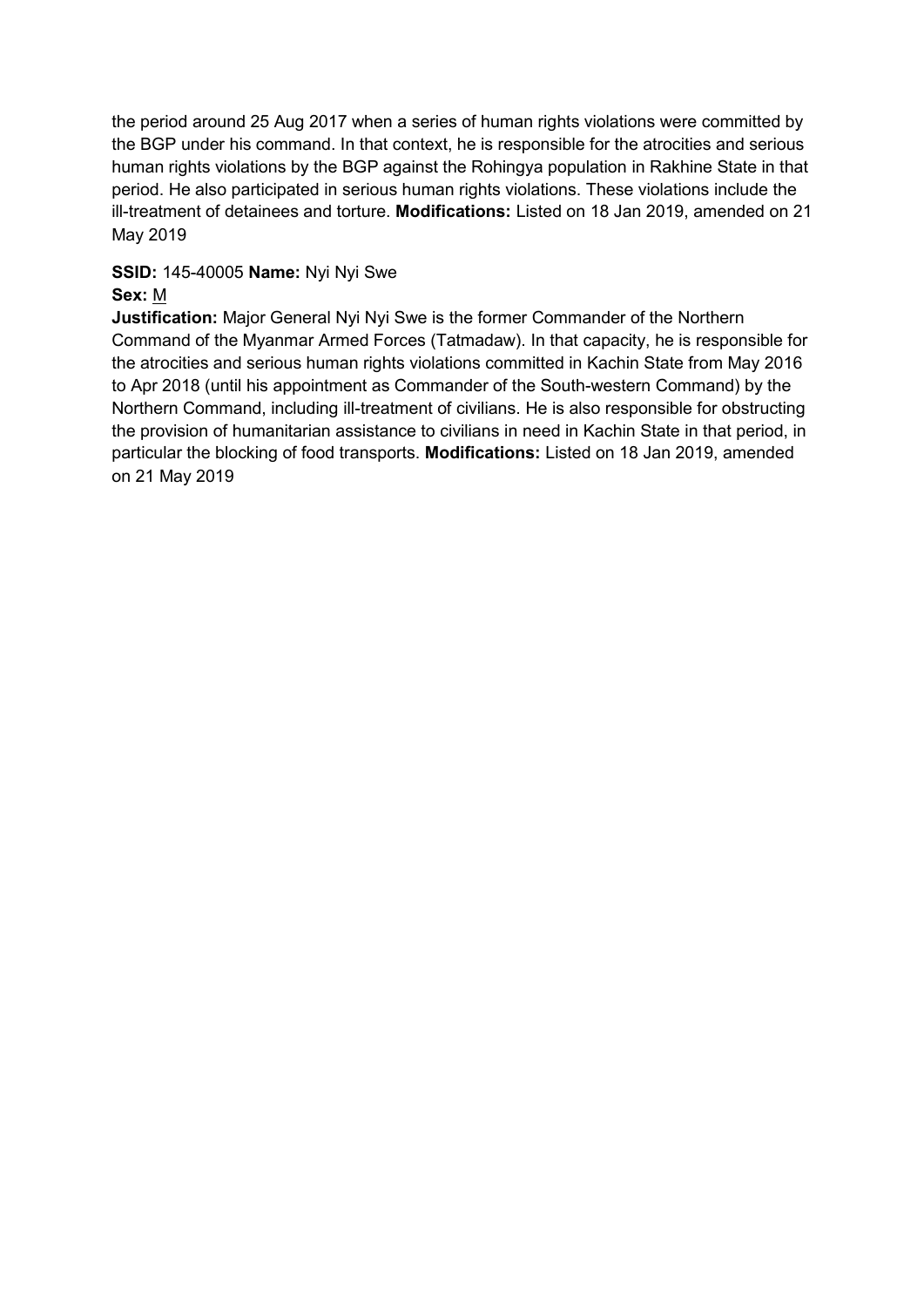the period around 25 Aug 2017 when a series of human rights violations were committed by the BGP under his command. In that context, he is responsible for the atrocities and serious human rights violations by the BGP against the Rohingya population in Rakhine State in that period. He also participated in serious human rights violations. These violations include the ill-treatment of detainees and torture. **Modifications:** Listed on 18 Jan 2019, amended on 21 May 2019

**SSID:** 145-40005 **Name:** Nyi Nyi Swe
**Sex:** M
**Justification:** Major General Nyi Nyi Swe is the former Commander of the Northern Command of the Myanmar Armed Forces (Tatmadaw). In that capacity, he is responsible for the atrocities and serious human rights violations committed in Kachin State from May 2016 to Apr 2018 (until his appointment as Commander of the South-western Command) by the Northern Command, including ill-treatment of civilians. He is also responsible for obstructing the provision of humanitarian assistance to civilians in need in Kachin State in that period, in particular the blocking of food transports. **Modifications:** Listed on 18 Jan 2019, amended on 21 May 2019